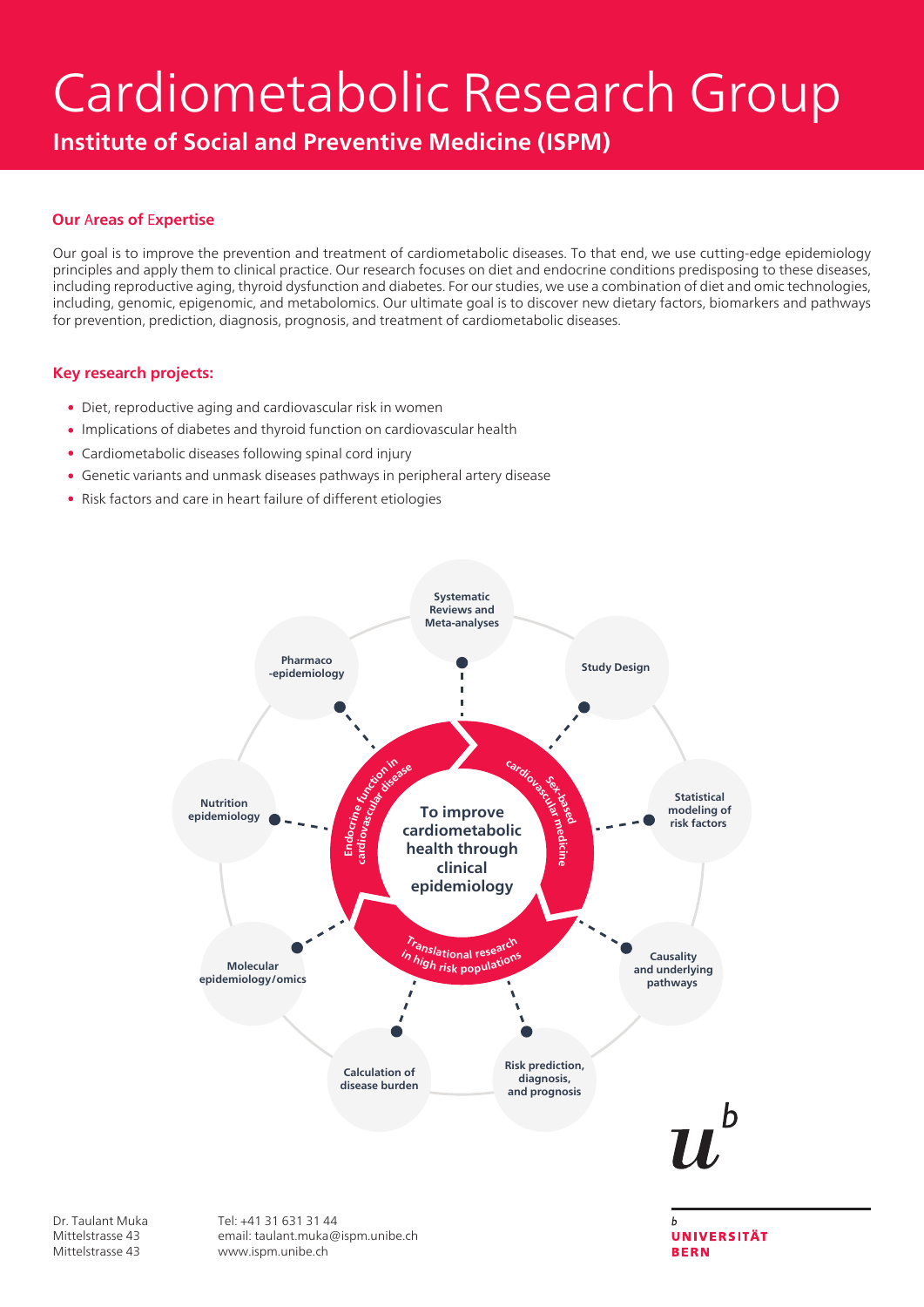# Cardiometabolic Research Group

## Institute of Social and Preventive Medicine (ISPM)

### Our Areas of Expertise

Our goal is to improve the prevention and treatment of cardiometabolic diseases. To that end, we use cutting-edge epidemiology principles and apply them to clinical practice. Our research focuses on diet and endocrine conditions predisposing to these diseases, including reproductive aging, thyroid dysfunction and diabetes. For our studies, we use a combination of diet and omic technologies, including, genomic, epigenomic, and metabolomics. Our ultimate goal is to discover new dietary factors, biomarkers and pathways for prevention, prediction, diagnosis, prognosis, and treatment of cardiometabolic diseases.

### Key research projects:

- Diet, reproductive aging and cardiovascular risk in women
- Implications of diabetes and thyroid function on cardiovascular health
- Cardiometabolic diseases following spinal cord injury
- Genetic variants and unmask diseases pathways in peripheral artery disease
- Risk factors and care in heart failure of different etiologies

**To improve cardiometabolic health through clinical epidemiology**

- Endocrine function in cardiovascular disease
- Sex-based cardiovascular medicine
- Translational research in high risk populations

- Systematic Reviews and Meta-analyses
- Study Design
- Statistical modeling of risk factors
- Causality and underlying pathways
- Risk prediction, diagnosis, and prognosis
- Calculation of disease burden
- Molecular epidemiology/omics
- Nutrition epidemiology
- Pharmaco-epidemiology

Dr. Taulant Muka
Mittelstrasse 43
Mittelstrasse 43

Tel: +41 31 631 31 44
email: taulant.muka@ispm.unibe.ch
www.ispm.unibe.ch

UNIVERSITÄT BERN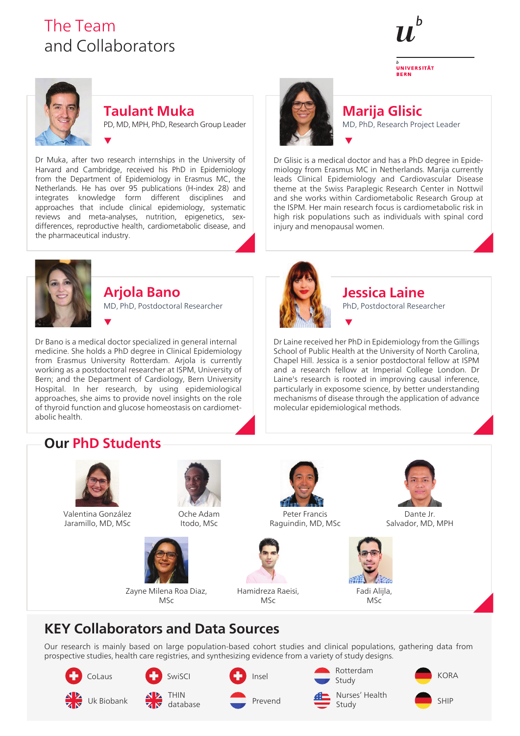# The Team and Collaborators

UNIVERSITÄT BERN

## Taulant Muka

PD, MD, MPH, PhD, Research Group Leader

Dr Muka, after two research internships in the University of Harvard and Cambridge, received his PhD in Epidemiology from the Department of Epidemiology in Erasmus MC, the Netherlands. He has over 95 publications (H-index 28) and integrates knowledge form different disciplines and approaches that include clinical epidemiology, systematic reviews and meta-analyses, nutrition, epigenetics, sex-differences, reproductive health, cardiometabolic disease, and the pharmaceutical industry.

## Marija Glisic

MD, PhD, Research Project Leader

Dr Glisic is a medical doctor and has a PhD degree in Epidemiology from Erasmus MC in Netherlands. Marija currently leads Clinical Epidemiology and Cardiovascular Disease theme at the Swiss Paraplegic Research Center in Nottwil and she works within Cardiometabolic Research Group at the ISPM. Her main research focus is cardiometabolic risk in high risk populations such as individuals with spinal cord injury and menopausal women.

## Arjola Bano

MD, PhD, Postdoctoral Researcher

Dr Bano is a medical doctor specialized in general internal medicine. She holds a PhD degree in Clinical Epidemiology from Erasmus University Rotterdam. Arjola is currently working as a postdoctoral researcher at ISPM, University of Bern; and the Department of Cardiology, Bern University Hospital. In her research, by using epidemiological approaches, she aims to provide novel insights on the role of thyroid function and glucose homeostasis on cardiometabolic health.

## Jessica Laine

PhD, Postdoctoral Researcher

Dr Laine received her PhD in Epidemiology from the Gillings School of Public Health at the University of North Carolina, Chapel Hill. Jessica is a senior postdoctoral fellow at ISPM and a research fellow at Imperial College London. Dr Laine's research is rooted in improving causal inference, particularly in exposome science, by better understanding mechanisms of disease through the application of advance molecular epidemiological methods.

## Our PhD Students

- Valentina González Jaramillo, MD, MSc
- Oche Adam Itodo, MSc
- Peter Francis Raguindin, MD, MSc
- Dante Jr. Salvador, MD, MPH
- Zayne Milena Roa Diaz, MSc
- Hamidreza Raeisi, MSc
- Fadi Alijla, MSc

## KEY Collaborators and Data Sources

Our research is mainly based on large population-based cohort studies and clinical populations, gathering data from prospective studies, health care registries, and synthesizing evidence from a variety of study designs.

- CoLaus
- SwiSCI
- Insel
- Rotterdam Study
- KORA
- Uk Biobank
- THIN database
- Prevend
- Nurses' Health Study
- SHIP